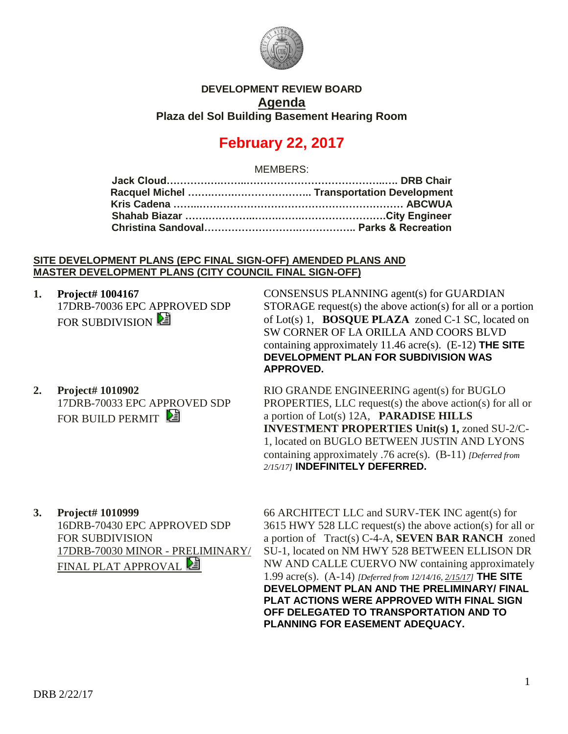**DEVELOPMENT REVIEW BOARD**

# Agenda

**Plaza del Sol Building Basement Hearing Room**

## February 22, 2017

MEMBERS:

**Jack Cloud……………………………………………………….. DRB Chair**
**Racquel Michel ……………………………….. Transportation Development**
**Kris Cadena …………………………………………………………… ABCWUA**
**Shahab Biazar ………………………………………………………City Engineer**
**Christina Sandoval……………………………………….. Parks & Recreation**

**SITE DEVELOPMENT PLANS (EPC FINAL SIGN-OFF) AMENDED PLANS AND MASTER DEVELOPMENT PLANS (CITY COUNCIL FINAL SIGN-OFF)**

1. **Project# 1004167**
   17DRB-70036 EPC APPROVED SDP FOR SUBDIVISION

   CONSENSUS PLANNING agent(s) for GUARDIAN STORAGE request(s) the above action(s) for all or a portion of Lot(s) 1, **BOSQUE PLAZA** zoned C-1 SC, located on SW CORNER OF LA ORILLA AND COORS BLVD containing approximately 11.46 acre(s). (E-12) **THE SITE DEVELOPMENT PLAN FOR SUBDIVISION WAS APPROVED.**

2. **Project# 1010902**
   17DRB-70033 EPC APPROVED SDP FOR BUILD PERMIT

   RIO GRANDE ENGINEERING agent(s) for BUGLO PROPERTIES, LLC request(s) the above action(s) for all or a portion of Lot(s) 12A, **PARADISE HILLS INVESTMENT PROPERTIES Unit(s) 1,** zoned SU-2/C-1, located on BUGLO BETWEEN JUSTIN AND LYONS containing approximately .76 acre(s). (B-11) *[Deferred from 2/15/17]* **INDEFINITELY DEFERRED.**

3. **Project# 1010999**
   16DRB-70430 EPC APPROVED SDP FOR SUBDIVISION
   17DRB-70030 MINOR - PRELIMINARY/ FINAL PLAT APPROVAL

   66 ARCHITECT LLC and SURV-TEK INC agent(s) for 3615 HWY 528 LLC request(s) the above action(s) for all or a portion of Tract(s) C-4-A, **SEVEN BAR RANCH** zoned SU-1, located on NM HWY 528 BETWEEN ELLISON DR NW AND CALLE CUERVO NW containing approximately 1.99 acre(s). (A-14) *[Deferred from 12/14/16, 2/15/17]* **THE SITE DEVELOPMENT PLAN AND THE PRELIMINARY/ FINAL PLAT ACTIONS WERE APPROVED WITH FINAL SIGN OFF DELEGATED TO TRANSPORTATION AND TO PLANNING FOR EASEMENT ADEQUACY.**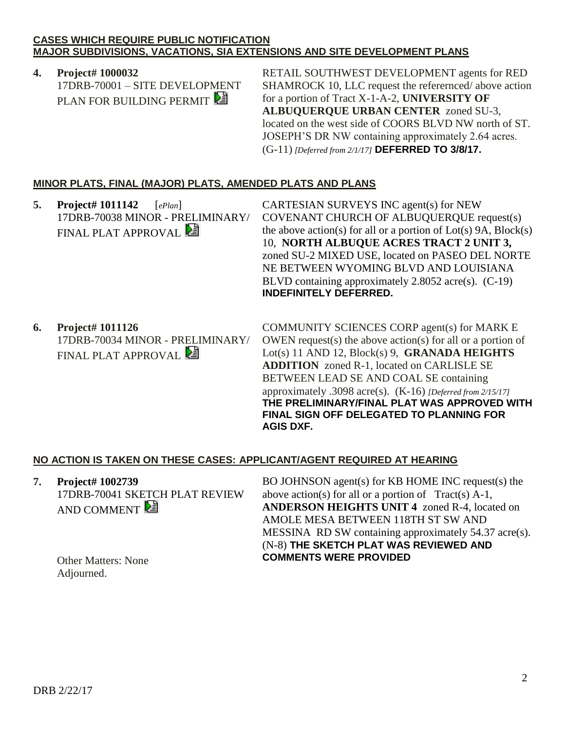**CASES WHICH REQUIRE PUBLIC NOTIFICATION**
**MAJOR SUBDIVISIONS, VACATIONS, SIA EXTENSIONS AND SITE DEVELOPMENT PLANS**

**4. Project# 1000032**
17DRB-70001 – SITE DEVELOPMENT PLAN FOR BUILDING PERMIT

RETAIL SOUTHWEST DEVELOPMENT agents for RED SHAMROCK 10, LLC request the referernced/ above action for a portion of Tract X-1-A-2, **UNIVERSITY OF ALBUQUERQUE URBAN CENTER** zoned SU-3, located on the west side of COORS BLVD NW north of ST. JOSEPH'S DR NW containing approximately 2.64 acres. (G-11) *[Deferred from 2/1/17]* **DEFERRED TO 3/8/17.**

**MINOR PLATS, FINAL (MAJOR) PLATS, AMENDED PLATS AND PLANS**

**5. Project# 1011142** [*ePlan*]
17DRB-70038 MINOR - PRELIMINARY/ FINAL PLAT APPROVAL

CARTESIAN SURVEYS INC agent(s) for NEW COVENANT CHURCH OF ALBUQUERQUE request(s) the above action(s) for all or a portion of Lot(s) 9A, Block(s) 10, **NORTH ALBUQUE ACRES TRACT 2 UNIT 3,** zoned SU-2 MIXED USE, located on PASEO DEL NORTE NE BETWEEN WYOMING BLVD AND LOUISIANA BLVD containing approximately 2.8052 acre(s). (C-19) **INDEFINITELY DEFERRED.**

**6. Project# 1011126**
17DRB-70034 MINOR - PRELIMINARY/ FINAL PLAT APPROVAL

COMMUNITY SCIENCES CORP agent(s) for MARK E OWEN request(s) the above action(s) for all or a portion of Lot(s) 11 AND 12, Block(s) 9, **GRANADA HEIGHTS ADDITION** zoned R-1, located on CARLISLE SE BETWEEN LEAD SE AND COAL SE containing approximately .3098 acre(s). (K-16) *[Deferred from 2/15/17]* **THE PRELIMINARY/FINAL PLAT WAS APPROVED WITH FINAL SIGN OFF DELEGATED TO PLANNING FOR AGIS DXF.**

**NO ACTION IS TAKEN ON THESE CASES: APPLICANT/AGENT REQUIRED AT HEARING**

**7. Project# 1002739**
17DRB-70041 SKETCH PLAT REVIEW AND COMMENT

BO JOHNSON agent(s) for KB HOME INC request(s) the above action(s) for all or a portion of Tract(s) A-1, **ANDERSON HEIGHTS UNIT 4** zoned R-4, located on AMOLE MESA BETWEEN 118TH ST SW AND MESSINA RD SW containing approximately 54.37 acre(s). (N-8) **THE SKETCH PLAT WAS REVIEWED AND COMMENTS WERE PROVIDED**

Other Matters: None
Adjourned.

DRB 2/22/17